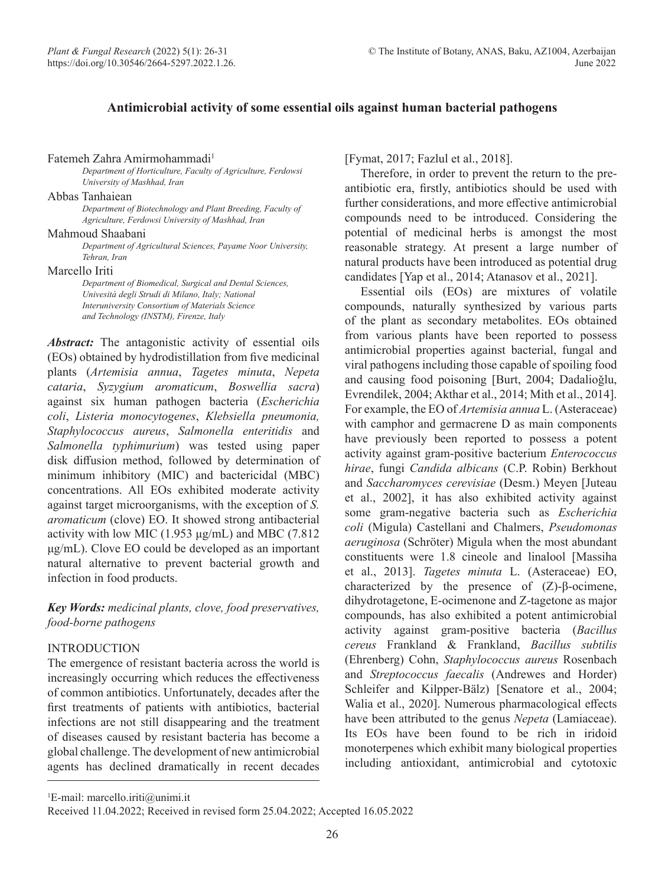# Antimicrobial activity of some essential oils against human bacterial pathogens

Fatemeh Zahra Amirmohammadi[1]

*Department of Horticulture, Faculty of Agriculture, Ferdowsi University of Mashhad, Iran*

Abbas Tanhaiean

*Department of Biotechnology and Plant Breeding, Faculty of Agriculture, Ferdowsi University of Mashhad, Iran*

Mahmoud Shaabani

*Department of Agricultural Sciences, Payame Noor University, Tehran, Iran*

Marcello Iriti

*Department of Biomedical, Surgical and Dental Sciences, Univesità degli Strudi di Milano, Italy; National Interuniversity Consortium of Materials Science and Technology (INSTM), Firenze, Italy*

***Abstract:*** The antagonistic activity of essential oils (EOs) obtained by hydrodistillation from five medicinal plants (*Artemisia annua*, *Tagetes minuta*, *Nepeta cataria*, *Syzygium aromaticum*, *Boswellia sacra*) against six human pathogen bacteria (*Escherichia coli*, *Listeria monocytogenes*, *Klebsiella pneumonia, Staphylococcus aureus*, *Salmonella enteritidis* and *Salmonella typhimurium*) was tested using paper disk diffusion method, followed by determination of minimum inhibitory (MIC) and bactericidal (MBC) concentrations. All EOs exhibited moderate activity against target microorganisms, with the exception of *S. aromaticum* (clove) EO. It showed strong antibacterial activity with low MIC (1.953 µg/mL) and MBC (7.812 µg/mL). Clove EO could be developed as an important natural alternative to prevent bacterial growth and infection in food products.

***Key Words:*** *medicinal plants, clove, food preservatives, food-borne pathogens*

## INTRODUCTION

The emergence of resistant bacteria across the world is increasingly occurring which reduces the effectiveness of common antibiotics. Unfortunately, decades after the first treatments of patients with antibiotics, bacterial infections are not still disappearing and the treatment of diseases caused by resistant bacteria has become a global challenge. The development of new antimicrobial agents has declined dramatically in recent decades [Fymat, 2017; Fazlul et al., 2018].

Therefore, in order to prevent the return to the pre-antibiotic era, firstly, antibiotics should be used with further considerations, and more effective antimicrobial compounds need to be introduced. Considering the potential of medicinal herbs is amongst the most reasonable strategy. At present a large number of natural products have been introduced as potential drug candidates [Yap et al., 2014; Atanasov et al., 2021].

Essential oils (EOs) are mixtures of volatile compounds, naturally synthesized by various parts of the plant as secondary metabolites. EOs obtained from various plants have been reported to possess antimicrobial properties against bacterial, fungal and viral pathogens including those capable of spoiling food and causing food poisoning [Burt, 2004; Dadalioğlu, Evrendilek, 2004; Akthar et al., 2014; Mith et al., 2014]. For example, the EO of *Artemisia annua* L. (Asteraceae) with camphor and germacrene D as main components have previously been reported to possess a potent activity against gram-positive bacterium *Enterococcus hirae*, fungi *Candida albicans* (C.P. Robin) Berkhout and *Saccharomyces cerevisiae* (Desm.) Meyen [Juteau et al., 2002], it has also exhibited activity against some gram-negative bacteria such as *Escherichia coli* (Migula) Castellani and Chalmers, *Pseudomonas aeruginosa* (Schröter) Migula when the most abundant constituents were 1.8 cineole and linalool [Massiha et al., 2013]. *Tagetes minuta* L. (Asteraceae) EO, characterized by the presence of (Z)-β-ocimene, dihydrotagetone, E-ocimenone and Z-tagetone as major compounds, has also exhibited a potent antimicrobial activity against gram-positive bacteria (*Bacillus cereus* Frankland & Frankland, *Bacillus subtilis* (Ehrenberg) Cohn, *Staphylococcus aureus* Rosenbach and *Streptococcus faecalis* (Andrewes and Horder) Schleifer and Kilpper-Bälz) [Senatore et al., 2004; Walia et al., 2020]. Numerous pharmacological effects have been attributed to the genus *Nepeta* (Lamiaceae). Its EOs have been found to be rich in iridoid monoterpenes which exhibit many biological properties including antioxidant, antimicrobial and cytotoxic

[1]E-mail: marcello.iriti@unimi.it

Received 11.04.2022; Received in revised form 25.04.2022; Accepted 16.05.2022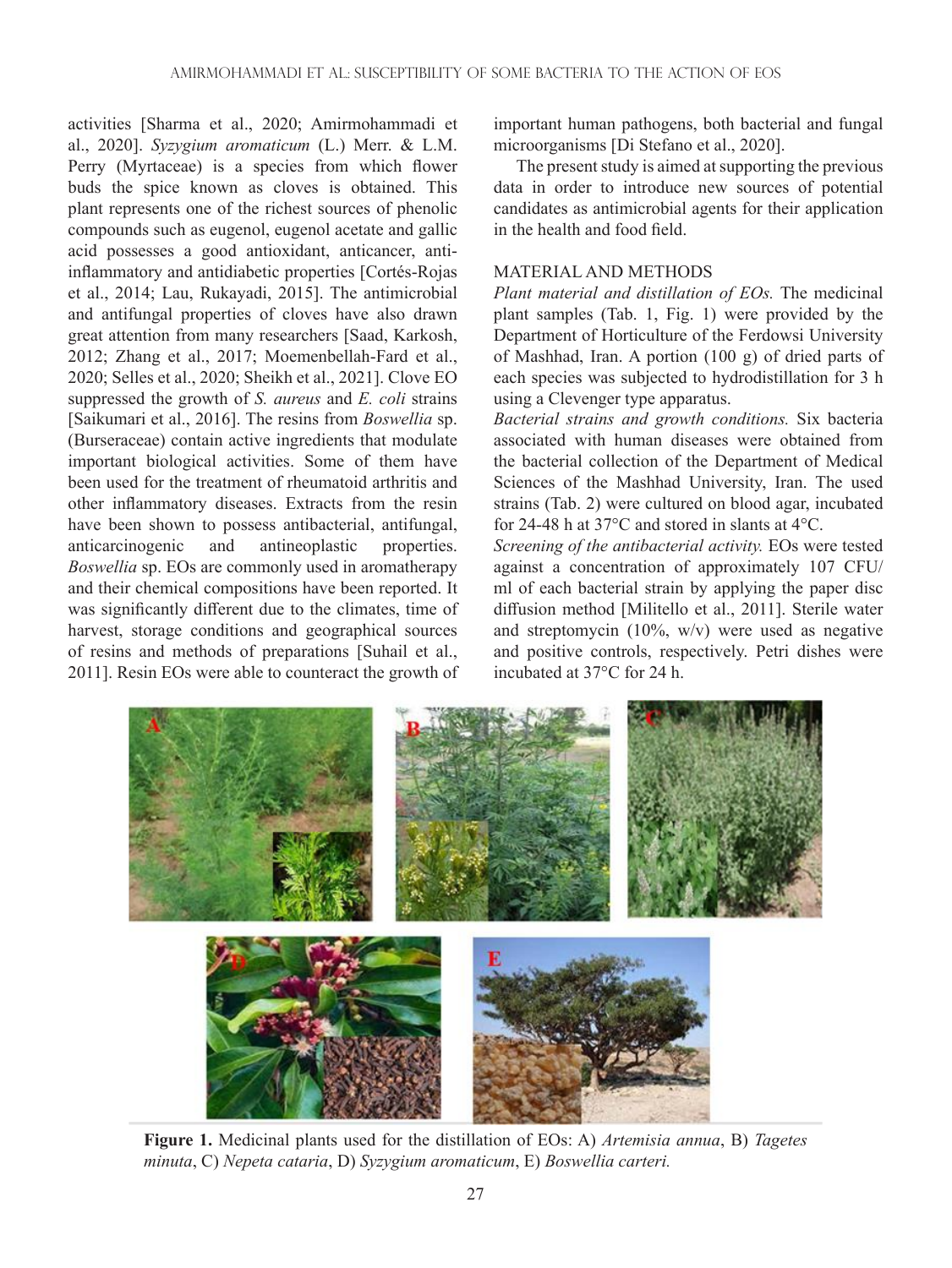activities [Sharma et al., 2020; Amirmohammadi et al., 2020]. *Syzygium aromaticum* (L.) Merr. & L.M. Perry (Myrtaceae) is a species from which flower buds the spice known as cloves is obtained. This plant represents one of the richest sources of phenolic compounds such as eugenol, eugenol acetate and gallic acid possesses a good antioxidant, anticancer, anti-inflammatory and antidiabetic properties [Cortés-Rojas et al., 2014; Lau, Rukayadi, 2015]. The antimicrobial and antifungal properties of cloves have also drawn great attention from many researchers [Saad, Karkosh, 2012; Zhang et al., 2017; Moemenbellah-Fard et al., 2020; Selles et al., 2020; Sheikh et al., 2021]. Clove EO suppressed the growth of *S. aureus* and *E. coli* strains [Saikumari et al., 2016]. The resins from *Boswellia* sp. (Burseraceae) contain active ingredients that modulate important biological activities. Some of them have been used for the treatment of rheumatoid arthritis and other inflammatory diseases. Extracts from the resin have been shown to possess antibacterial, antifungal, anticarcinogenic and antineoplastic properties. *Boswellia* sp. EOs are commonly used in aromatherapy and their chemical compositions have been reported. It was significantly different due to the climates, time of harvest, storage conditions and geographical sources of resins and methods of preparations [Suhail et al., 2011]. Resin EOs were able to counteract the growth of important human pathogens, both bacterial and fungal microorganisms [Di Stefano et al., 2020].

The present study is aimed at supporting the previous data in order to introduce new sources of potential candidates as antimicrobial agents for their application in the health and food field.

## MATERIAL AND METHODS

*Plant material and distillation of EOs.* The medicinal plant samples (Tab. 1, Fig. 1) were provided by the Department of Horticulture of the Ferdowsi University of Mashhad, Iran. A portion (100 g) of dried parts of each species was subjected to hydrodistillation for 3 h using a Clevenger type apparatus.

*Bacterial strains and growth conditions.* Six bacteria associated with human diseases were obtained from the bacterial collection of the Department of Medical Sciences of the Mashhad University, Iran. The used strains (Tab. 2) were cultured on blood agar, incubated for 24-48 h at 37°C and stored in slants at 4°C.

*Screening of the antibacterial activity.* EOs were tested against a concentration of approximately $10^7$ CFU/ml of each bacterial strain by applying the paper disc diffusion method [Militello et al., 2011]. Sterile water and streptomycin (10%, w/v) were used as negative and positive controls, respectively. Petri dishes were incubated at 37°C for 24 h.

**Figure 1.** Medicinal plants used for the distillation of EOs: A) *Artemisia annua*, B) *Tagetes minuta*, C) *Nepeta cataria*, D) *Syzygium aromaticum*, E) *Boswellia carteri.*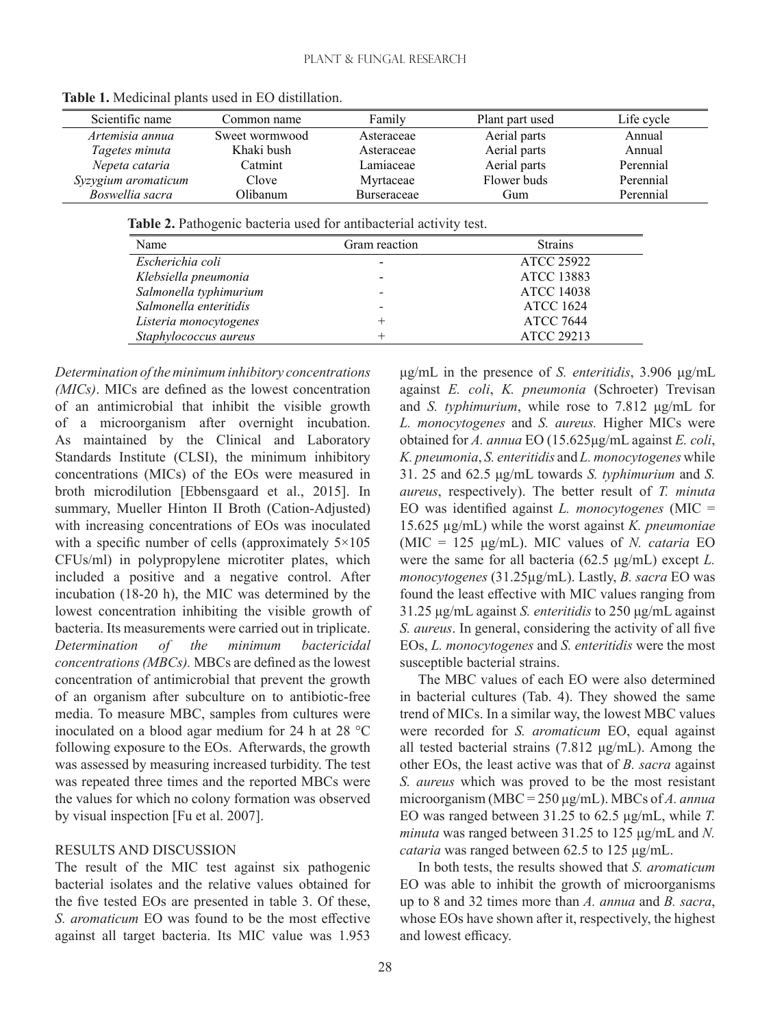**Table 1.** Medicinal plants used in EO distillation.

| Scientific name | Common name | Family | Plant part used | Life cycle |
|---|---|---|---|---|
| *Artemisia annua* | Sweet wormwood | Asteraceae | Aerial parts | Annual |
| *Tagetes minuta* | Khaki bush | Asteraceae | Aerial parts | Annual |
| *Nepeta cataria* | Catmint | Lamiaceae | Aerial parts | Perennial |
| *Syzygium aromaticum* | Clove | Myrtaceae | Flower buds | Perennial |
| *Boswellia sacra* | Olibanum | Burseraceae | Gum | Perennial |

**Table 2.** Pathogenic bacteria used for antibacterial activity test.

| Name | Gram reaction | Strains |
|---|---|---|
| *Escherichia coli* | - | ATCC 25922 |
| *Klebsiella pneumonia* | - | ATCC 13883 |
| *Salmonella typhimurium* | - | ATCC 14038 |
| *Salmonella enteritidis* | - | ATCC 1624 |
| *Listeria monocytogenes* | + | ATCC 7644 |
| *Staphylococcus aureus* | + | ATCC 29213 |

*Determination of the minimum inhibitory concentrations (MICs)*. MICs are defined as the lowest concentration of an antimicrobial that inhibit the visible growth of a microorganism after overnight incubation. As maintained by the Clinical and Laboratory Standards Institute (CLSI), the minimum inhibitory concentrations (MICs) of the EOs were measured in broth microdilution [Ebbensgaard et al., 2015]. In summary, Mueller Hinton II Broth (Cation-Adjusted) with increasing concentrations of EOs was inoculated with a specific number of cells (approximately 5×105 CFUs/ml) in polypropylene microtiter plates, which included a positive and a negative control. After incubation (18-20 h), the MIC was determined by the lowest concentration inhibiting the visible growth of bacteria. Its measurements were carried out in triplicate.

*Determination of the minimum bactericidal concentrations (MBCs).* MBCs are defined as the lowest concentration of antimicrobial that prevent the growth of an organism after subculture on to antibiotic-free media. To measure MBC, samples from cultures were inoculated on a blood agar medium for 24 h at 28 °C following exposure to the EOs. Afterwards, the growth was assessed by measuring increased turbidity. The test was repeated three times and the reported MBCs were the values for which no colony formation was observed by visual inspection [Fu et al. 2007].

## RESULTS AND DISCUSSION

The result of the MIC test against six pathogenic bacterial isolates and the relative values obtained for the five tested EOs are presented in table 3. Of these, *S. aromaticum* EO was found to be the most effective against all target bacteria. Its MIC value was 1.953 µg/mL in the presence of *S. enteritidis*, 3.906 µg/mL against *E. coli*, *K. pneumonia* (Schroeter) Trevisan and *S. typhimurium*, while rose to 7.812 µg/mL for *L. monocytogenes* and *S. aureus.* Higher MICs were obtained for *A. annua* EO (15.625µg/mL against *E. coli*, *K. pneumonia*, *S. enteritidis* and *L. monocytogenes* while 31. 25 and 62.5 µg/mL towards *S. typhimurium* and *S. aureus*, respectively). The better result of *T. minuta* EO was identified against *L. monocytogenes* (MIC = 15.625 µg/mL) while the worst against *K. pneumoniae* (MIC = 125 µg/mL). MIC values of *N. cataria* EO were the same for all bacteria (62.5 µg/mL) except *L. monocytogenes* (31.25µg/mL). Lastly, *B. sacra* EO was found the least effective with MIC values ranging from 31.25 µg/mL against *S. enteritidis* to 250 µg/mL against *S. aureus*. In general, considering the activity of all five EOs, *L. monocytogenes* and *S. enteritidis* were the most susceptible bacterial strains.

The MBC values of each EO were also determined in bacterial cultures (Tab. 4). They showed the same trend of MICs. In a similar way, the lowest MBC values were recorded for *S. aromaticum* EO, equal against all tested bacterial strains (7.812 µg/mL). Among the other EOs, the least active was that of *B. sacra* against *S. aureus* which was proved to be the most resistant microorganism (MBC = 250 µg/mL). MBCs of *A. annua* EO was ranged between 31.25 to 62.5 µg/mL, while *T. minuta* was ranged between 31.25 to 125 µg/mL and *N. cataria* was ranged between 62.5 to 125 µg/mL.

In both tests, the results showed that *S. aromaticum* EO was able to inhibit the growth of microorganisms up to 8 and 32 times more than *A. annua* and *B. sacra*, whose EOs have shown after it, respectively, the highest and lowest efficacy.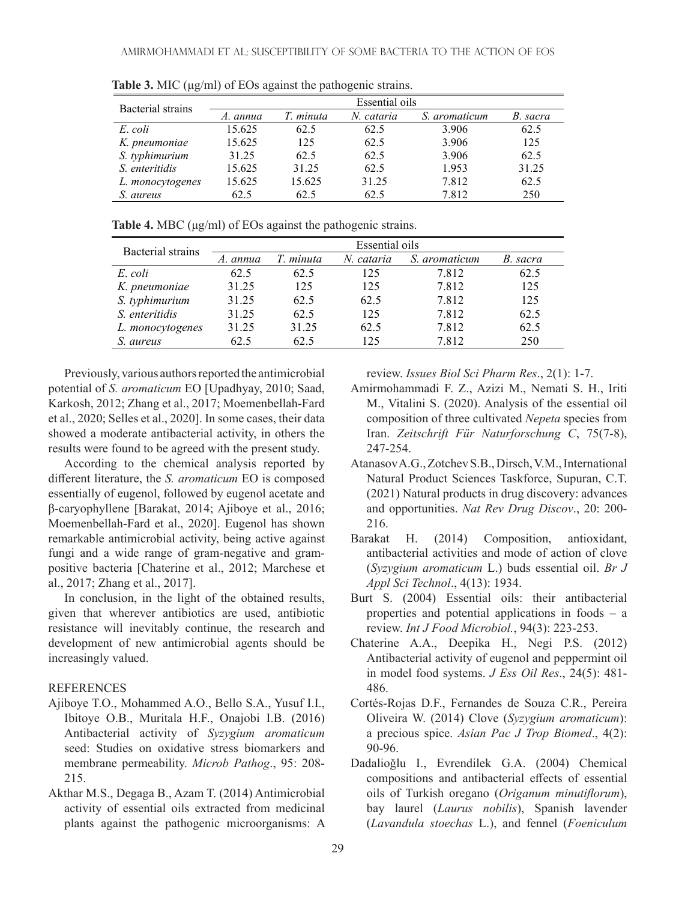**Table 3.** MIC (μg/ml) of EOs against the pathogenic strains.

| Bacterial strains | Essential oils | | | | |
|---|---|---|---|---|---|
| | *A. annua* | *T. minuta* | *N. cataria* | *S. aromaticum* | *B. sacra* |
| *E. coli* | 15.625 | 62.5 | 62.5 | 3.906 | 62.5 |
| *K. pneumoniae* | 15.625 | 125 | 62.5 | 3.906 | 125 |
| *S. typhimurium* | 31.25 | 62.5 | 62.5 | 3.906 | 62.5 |
| *S. enteritidis* | 15.625 | 31.25 | 62.5 | 1.953 | 31.25 |
| *L. monocytogenes* | 15.625 | 15.625 | 31.25 | 7.812 | 62.5 |
| *S. aureus* | 62.5 | 62.5 | 62.5 | 7.812 | 250 |

**Table 4.** MBC (μg/ml) of EOs against the pathogenic strains.

| Bacterial strains | Essential oils | | | | |
|---|---|---|---|---|---|
| | *A. annua* | *T. minuta* | *N. cataria* | *S. aromaticum* | *B. sacra* |
| *E. coli* | 62.5 | 62.5 | 125 | 7.812 | 62.5 |
| *K. pneumoniae* | 31.25 | 125 | 125 | 7.812 | 125 |
| *S. typhimurium* | 31.25 | 62.5 | 62.5 | 7.812 | 125 |
| *S. enteritidis* | 31.25 | 62.5 | 125 | 7.812 | 62.5 |
| *L. monocytogenes* | 31.25 | 31.25 | 62.5 | 7.812 | 62.5 |
| *S. aureus* | 62.5 | 62.5 | 125 | 7.812 | 250 |

Previously, various authors reported the antimicrobial potential of *S. aromaticum* EO [Upadhyay, 2010; Saad, Karkosh, 2012; Zhang et al., 2017; Moemenbellah-Fard et al., 2020; Selles et al., 2020]. In some cases, their data showed a moderate antibacterial activity, in others the results were found to be agreed with the present study.

According to the chemical analysis reported by different literature, the *S. aromaticum* EO is composed essentially of eugenol, followed by eugenol acetate and β-caryophyllene [Barakat, 2014; Ajiboye et al., 2016; Moemenbellah-Fard et al., 2020]. Eugenol has shown remarkable antimicrobial activity, being active against fungi and a wide range of gram-negative and gram-positive bacteria [Chaterine et al., 2012; Marchese et al., 2017; Zhang et al., 2017].

In conclusion, in the light of the obtained results, given that wherever antibiotics are used, antibiotic resistance will inevitably continue, the research and development of new antimicrobial agents should be increasingly valued.

## REFERENCES

Ajiboye T.O., Mohammed A.O., Bello S.A., Yusuf I.I., Ibitoye O.B., Muritala H.F., Onajobi I.B. (2016) Antibacterial activity of *Syzygium aromaticum* seed: Studies on oxidative stress biomarkers and membrane permeability. *Microb Pathog*., 95: 208-215.

Akthar M.S., Degaga B., Azam T. (2014) Antimicrobial activity of essential oils extracted from medicinal plants against the pathogenic microorganisms: A review. *Issues Biol Sci Pharm Res*., 2(1): 1-7.

Amirmohammadi F. Z., Azizi M., Nemati S. H., Iriti M., Vitalini S. (2020). Analysis of the essential oil composition of three cultivated *Nepeta* species from Iran. *Zeitschrift Für Naturforschung C*, 75(7-8), 247-254.

Atanasov A.G., Zotchev S.B., Dirsch, V.M., International Natural Product Sciences Taskforce, Supuran, C.T. (2021) Natural products in drug discovery: advances and opportunities. *Nat Rev Drug Discov*., 20: 200-216.

Barakat H. (2014) Composition, antioxidant, antibacterial activities and mode of action of clove (*Syzygium aromaticum* L.) buds essential oil. *Br J Appl Sci Technol*., 4(13): 1934.

Burt S. (2004) Essential oils: their antibacterial properties and potential applications in foods – a review. *Int J Food Microbiol.*, 94(3): 223-253.

Chaterine A.A., Deepika H., Negi P.S. (2012) Antibacterial activity of eugenol and peppermint oil in model food systems. *J Ess Oil Res*., 24(5): 481-486.

Cortés-Rojas D.F., Fernandes de Souza C.R., Pereira Oliveira W. (2014) Clove (*Syzygium aromaticum*): a precious spice. *Asian Pac J Trop Biomed*., 4(2): 90-96.

Dadalioğlu I., Evrendilek G.A. (2004) Chemical compositions and antibacterial effects of essential oils of Turkish oregano (*Origanum minutiflorum*), bay laurel (*Laurus nobilis*), Spanish lavender (*Lavandula stoechas* L.), and fennel (*Foeniculum*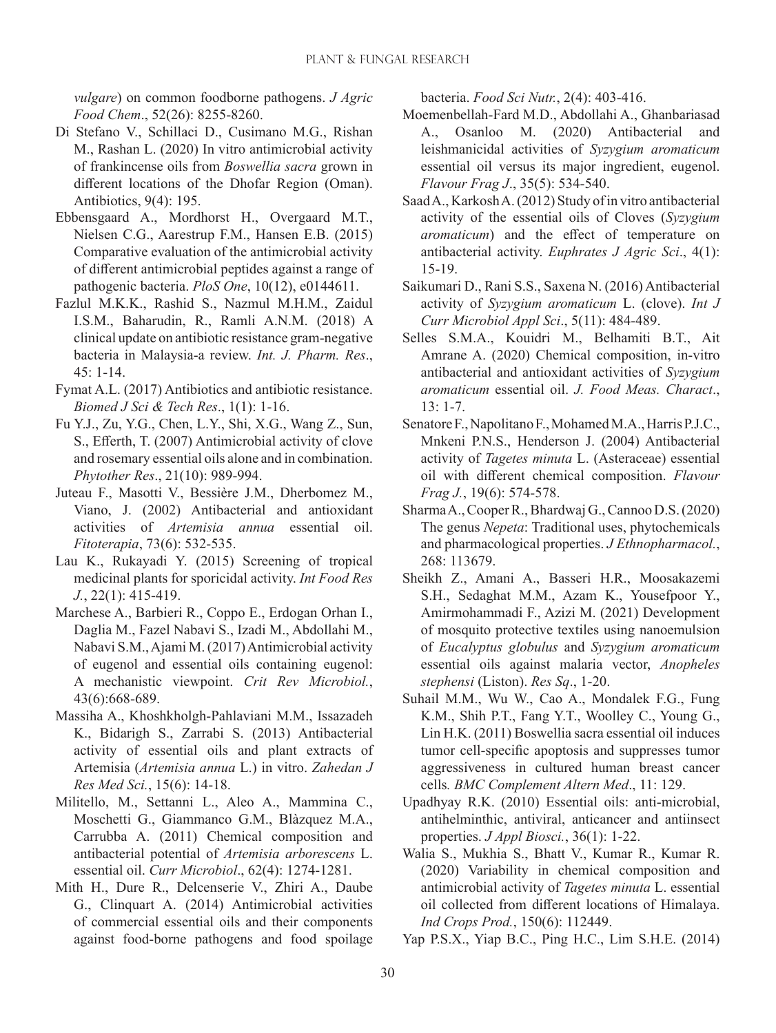*vulgare*) on common foodborne pathogens. *J Agric Food Chem*., 52(26): 8255-8260.

Di Stefano V., Schillaci D., Cusimano M.G., Rishan M., Rashan L. (2020) In vitro antimicrobial activity of frankincense oils from *Boswellia sacra* grown in different locations of the Dhofar Region (Oman). Antibiotics, 9(4): 195.

Ebbensgaard A., Mordhorst H., Overgaard M.T., Nielsen C.G., Aarestrup F.M., Hansen E.B. (2015) Comparative evaluation of the antimicrobial activity of different antimicrobial peptides against a range of pathogenic bacteria. *PloS One*, 10(12), e0144611.

Fazlul M.K.K., Rashid S., Nazmul M.H.M., Zaidul I.S.M., Baharudin, R., Ramli A.N.M. (2018) A clinical update on antibiotic resistance gram-negative bacteria in Malaysia-a review. *Int. J. Pharm. Res*., 45: 1-14.

Fymat A.L. (2017) Antibiotics and antibiotic resistance. *Biomed J Sci & Tech Res*., 1(1): 1-16.

Fu Y.J., Zu, Y.G., Chen, L.Y., Shi, X.G., Wang Z., Sun, S., Efferth, T. (2007) Antimicrobial activity of clove and rosemary essential oils alone and in combination. *Phytother Res*., 21(10): 989-994.

Juteau F., Masotti V., Bessière J.M., Dherbomez M., Viano, J. (2002) Antibacterial and antioxidant activities of *Artemisia annua* essential oil. *Fitoterapia*, 73(6): 532-535.

Lau K., Rukayadi Y. (2015) Screening of tropical medicinal plants for sporicidal activity. *Int Food Res J.*, 22(1): 415-419.

Marchese A., Barbieri R., Coppo E., Erdogan Orhan I., Daglia M., Fazel Nabavi S., Izadi M., Abdollahi M., Nabavi S.M., Ajami M. (2017) Antimicrobial activity of eugenol and essential oils containing eugenol: A mechanistic viewpoint. *Crit Rev Microbiol.*, 43(6):668-689.

Massiha A., Khoshkholgh-Pahlaviani M.M., Issazadeh K., Bidarigh S., Zarrabi S. (2013) Antibacterial activity of essential oils and plant extracts of Artemisia (*Artemisia annua* L.) in vitro. *Zahedan J Res Med Sci.*, 15(6): 14-18.

Militello, M., Settanni L., Aleo A., Mammina C., Moschetti G., Giammanco G.M., Blàzquez M.A., Carrubba A. (2011) Chemical composition and antibacterial potential of *Artemisia arborescens* L. essential oil. *Curr Microbiol*., 62(4): 1274-1281.

Mith H., Dure R., Delcenserie V., Zhiri A., Daube G., Clinquart A. (2014) Antimicrobial activities of commercial essential oils and their components against food-borne pathogens and food spoilage bacteria. *Food Sci Nutr.*, 2(4): 403-416.

Moemenbellah-Fard M.D., Abdollahi A., Ghanbariasad A., Osanloo M. (2020) Antibacterial and leishmanicidal activities of *Syzygium aromaticum* essential oil versus its major ingredient, eugenol. *Flavour Frag J*., 35(5): 534-540.

Saad A., Karkosh A. (2012) Study of in vitro antibacterial activity of the essential oils of Cloves (*Syzygium aromaticum*) and the effect of temperature on antibacterial activity. *Euphrates J Agric Sci*., 4(1): 15-19.

Saikumari D., Rani S.S., Saxena N. (2016) Antibacterial activity of *Syzygium aromaticum* L. (clove). *Int J Curr Microbiol Appl Sci*., 5(11): 484-489.

Selles S.M.A., Kouidri M., Belhamiti B.T., Ait Amrane A. (2020) Chemical composition, in-vitro antibacterial and antioxidant activities of *Syzygium aromaticum* essential oil. *J. Food Meas. Charact*., 13: 1-7.

Senatore F., Napolitano F., Mohamed M.A., Harris P.J.C., Mnkeni P.N.S., Henderson J. (2004) Antibacterial activity of *Tagetes minuta* L. (Asteraceae) essential oil with different chemical composition. *Flavour Frag J.*, 19(6): 574-578.

Sharma A., Cooper R., Bhardwaj G., Cannoo D.S. (2020) The genus *Nepeta*: Traditional uses, phytochemicals and pharmacological properties. *J Ethnopharmacol.*, 268: 113679.

Sheikh Z., Amani A., Basseri H.R., Moosakazemi S.H., Sedaghat M.M., Azam K., Yousefpoor Y., Amirmohammadi F., Azizi M. (2021) Development of mosquito protective textiles using nanoemulsion of *Eucalyptus globulus* and *Syzygium aromaticum* essential oils against malaria vector, *Anopheles stephensi* (Liston). *Res Sq*., 1-20.

Suhail M.M., Wu W., Cao A., Mondalek F.G., Fung K.M., Shih P.T., Fang Y.T., Woolley C., Young G., Lin H.K. (2011) Boswellia sacra essential oil induces tumor cell-specific apoptosis and suppresses tumor aggressiveness in cultured human breast cancer cells*. BMC Complement Altern Med*., 11: 129.

Upadhyay R.K. (2010) Essential oils: anti-microbial, antihelminthic, antiviral, anticancer and antiinsect properties. *J Appl Biosci.*, 36(1): 1-22.

Walia S., Mukhia S., Bhatt V., Kumar R., Kumar R. (2020) Variability in chemical composition and antimicrobial activity of *Tagetes minuta* L. essential oil collected from different locations of Himalaya. *Ind Crops Prod.*, 150(6): 112449.

Yap P.S.X., Yiap B.C., Ping H.C., Lim S.H.E. (2014)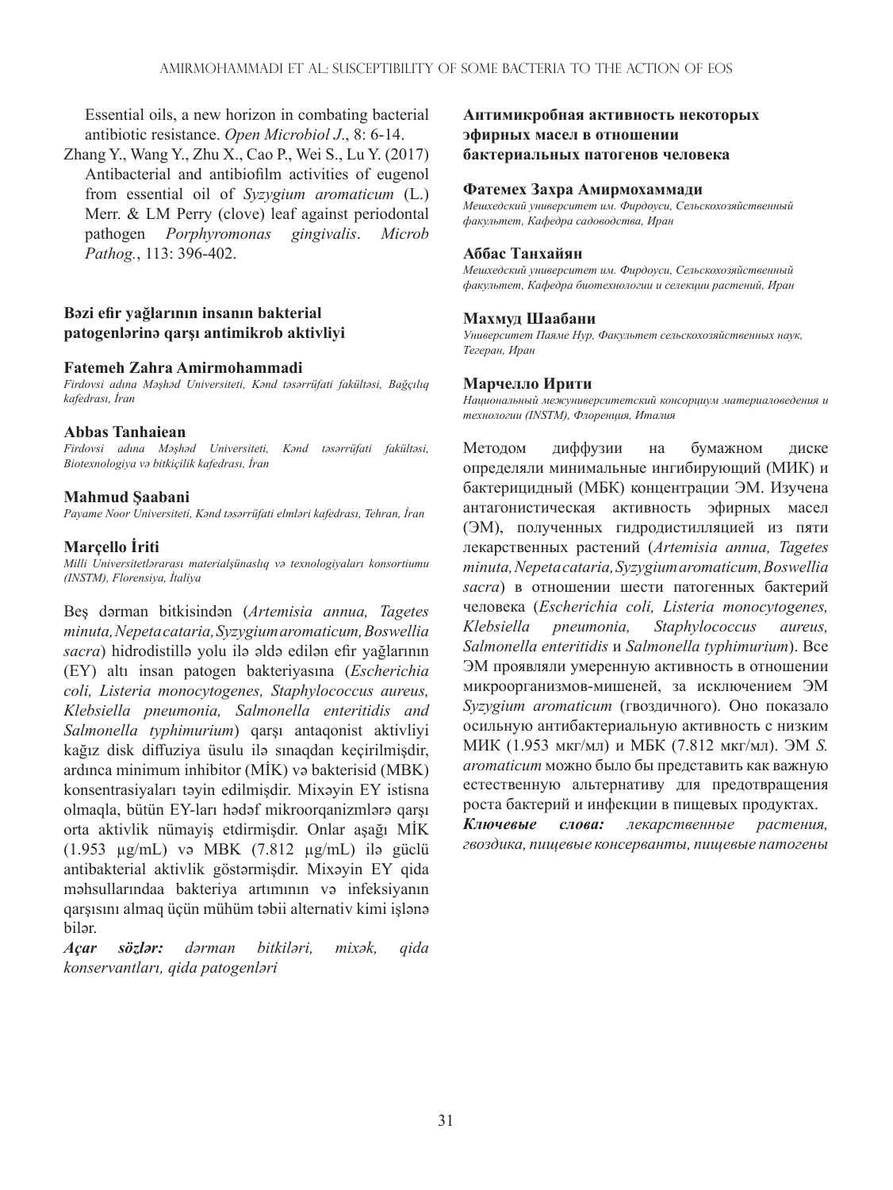Essential oils, a new horizon in combating bacterial antibiotic resistance. *Open Microbiol J*., 8: 6-14.

Zhang Y., Wang Y., Zhu X., Cao P., Wei S., Lu Y. (2017) Antibacterial and antibiofilm activities of eugenol from essential oil of *Syzygium aromaticum* (L.) Merr. & LM Perry (clove) leaf against periodontal pathogen *Porphyromonas gingivalis*. *Microb Pathog.*, 113: 396-402.

## Bəzi efir yağlarının insanın bakterial patogenlərinə qarşı antimikrob aktivliyi

**Fatemeh Zahra Amirmohammadi**
*Firdovsi adına Məşhəd Universiteti, Kənd təsərrüfati fakültəsi, Bağçılıq kafedrası, İran*

**Abbas Tanhaiean**
*Firdovsi adına Məşhəd Universiteti, Kənd təsərrüfati fakültəsi, Biotexnologiya və bitkiçilik kafedrası, İran*

**Mahmud Şaabani**
*Payame Noor Universiteti, Kənd təsərrüfati elmləri kafedrası, Tehran, İran*

**Marçello İriti**
*Milli Universitetlərarası materialşünaslıq və texnologiyaları konsortiumu (INSTM), Florensiya, İtaliya*

Beş dərman bitkisindən (*Artemisia annua, Tagetes minuta, Nepeta cataria, Syzygium aromaticum, Boswellia sacra*) hidrodistillə yolu ilə əldə edilən efir yağlarının (EY) altı insan patogen bakteriyasına (*Escherichia coli, Listeria monocytogenes, Staphylococcus aureus, Klebsiella pneumonia, Salmonella enteritidis and Salmonella typhimurium*) qarşı antaqonist aktivliyi kağız disk diffuziya üsulu ilə sınaqdan keçirilmişdir, ardınca minimum inhibitor (MİK) və bakterisid (MBK) konsentrasiyaları təyin edilmişdir. Mixəyin EY istisna olmaqla, bütün EY-ları hədəf mikroorqanizmlərə qarşı orta aktivlik nümayiş etdirmişdir. Onlar aşağı MİK (1.953 µg/mL) və MBK (7.812 µg/mL) ilə güclü antibakterial aktivlik göstərmişdir. Mixəyin EY qida məhsullarındaa bakteriya artımının və infeksiyanın qarşısını almaq üçün mühüm təbii alternativ kimi işlənə bilər.

***Açar sözlər:*** *dərman bitkiləri, mixək, qida konservantları, qida patogenləri*

## Антимикробная активность некоторых эфирных масел в отношении бактериальных патогенов человека

**Фатемех Захра Амирмохаммади**
*Мешхедский университет им. Фирдоуси, Сельскохозяйственный факультет, Кафедра садоводства, Иран*

**Аббас Танхайян**
*Мешхедский университет им. Фирдоуси, Сельскохозяйственный факультет, Кафедра биотехнологии и селекции растений, Иран*

**Махмуд Шаабани**
*Университет Пайаме Нур, Факультет сельскохозяйственных наук, Тегеран, Иран*

**Марчелло Ирити**
*Национальный межуниверситетский консорциум материаловедения и технологии (INSTM), Флоренция, Италия*

Методом диффузии на бумажном диске определяли минимальные ингибирующий (МИК) и бактерицидный (МБК) концентрации ЭМ. Изучена антагонистическая активность эфирных масел (ЭМ), полученных гидродистилляцией из пяти лекарственных растений (*Artemisia annua, Tagetes minuta, Nepeta cataria, Syzygium aromaticum, Boswellia sacra*) в отношении шести патогенных бактерий человека (*Escherichia coli, Listeria monocytogenes, Klebsiella pneumonia, Staphylococcus aureus, Salmonella enteritidis* и *Salmonella typhimurium*). Все ЭМ проявляли умеренную активность в отношении микроорганизмов-мишеней, за исключением ЭМ *Syzygium aromaticum* (гвоздичного). Оно показало осильную антибактериальную активность с низким МИК (1.953 мкг/мл) и МБК (7.812 мкг/мл). ЭМ *S. aromaticum* можно было бы представить как важную естественную альтернативу для предотвращения роста бактерий и инфекции в пищевых продуктах.

***Ключевые слова:*** *лекарственные растения, гвоздика, пищевые консерванты, пищевые патогены*